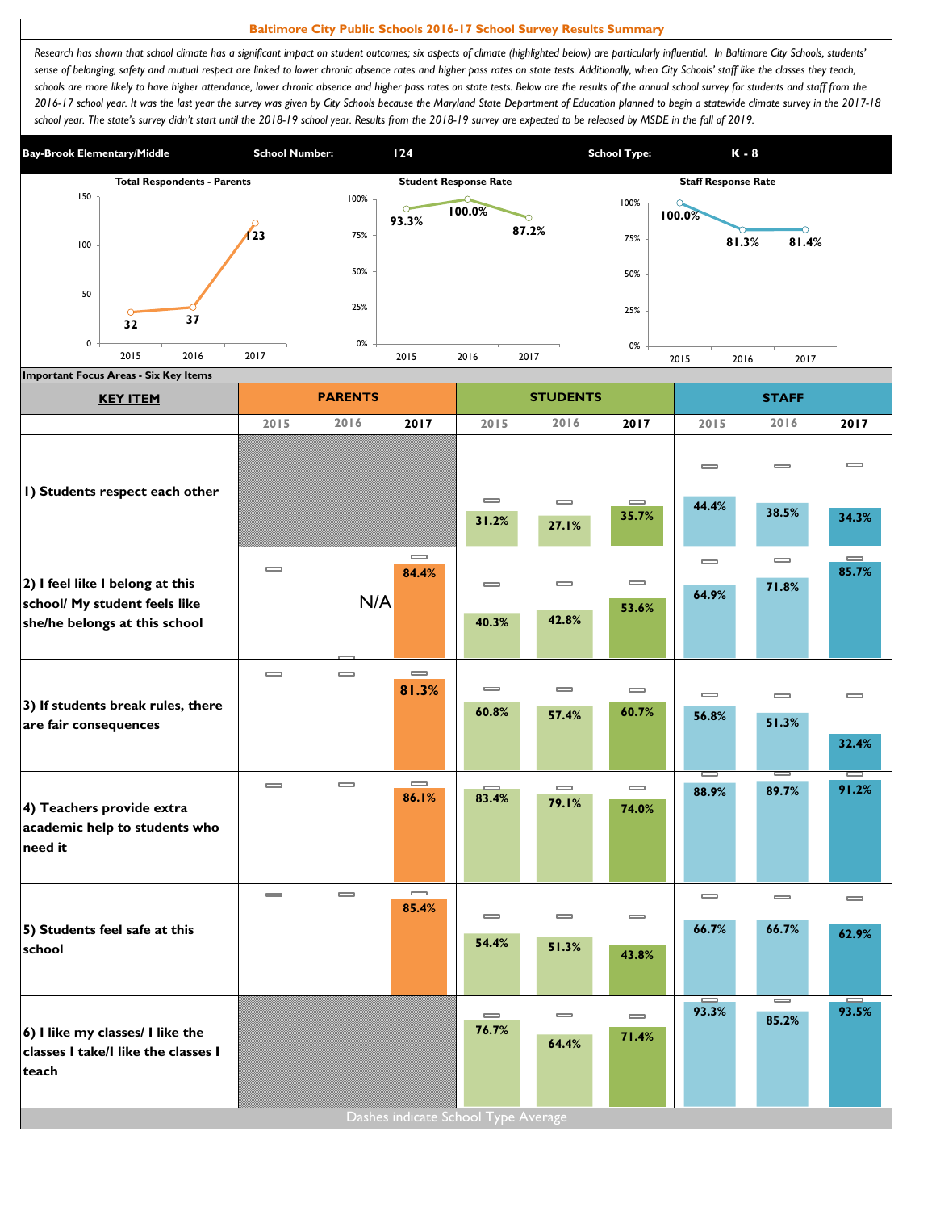# Baltimore City Public Schools 2016-17 School Survey Results Summary

*Research has shown that school climate has a significant impact on student outcomes; six aspects of climate (highlighted below) are particularly influential. In Baltimore City Schools, students' sense of belonging, safety and mutual respect are linked to lower chronic absence rates and higher pass rates on state tests. Additionally, when City Schools' staff like the classes they teach, schools are more likely to have higher attendance, lower chronic absence and higher pass rates on state tests. Below are the results of the annual school survey for students and staff from the 2016-17 school year. It was the last year the survey was given by City Schools because the Maryland State Department of Education planned to begin a statewide climate survey in the 2017-18 school year. The state's survey didn't start until the 2018-19 school year. Results from the 2018-19 survey are expected to be released by MSDE in the fall of 2019.*

| Bay-Brook Elementary/Middle | School Number: | 124 | School Type: | K - 8 |
|---|---|---|---|---|

| | 2015 | 2016 | 2017 |
|---|---|---|---|
| Total Respondents - Parents | 32 | 37 | 123 |
| Student Response Rate | 93.3% | 100.0% | 87.2% |
| Staff Response Rate | 100.0% | 81.3% | 81.4% |

**Important Focus Areas - Six Key Items**

| KEY ITEM | PARENTS 2015 | PARENTS 2016 | PARENTS 2017 | STUDENTS 2015 | STUDENTS 2016 | STUDENTS 2017 | STAFF 2015 | STAFF 2016 | STAFF 2017 |
|---|---|---|---|---|---|---|---|---|---|
| 1) Students respect each other | | | | 31.2% | 27.1% | 35.7% | 44.4% | 38.5% | 34.3% |
| 2) I feel like I belong at this school/ My student feels like she/he belongs at this school | | N/A | 84.4% | 40.3% | 42.8% | 53.6% | 64.9% | 71.8% | 85.7% |
| 3) If students break rules, there are fair consequences | | | 81.3% | 60.8% | 57.4% | 60.7% | 56.8% | 51.3% | 32.4% |
| 4) Teachers provide extra academic help to students who need it | | | 86.1% | 83.4% | 79.1% | 74.0% | 88.9% | 89.7% | 91.2% |
| 5) Students feel safe at this school | | | 85.4% | 54.4% | 51.3% | 43.8% | 66.7% | 66.7% | 62.9% |
| 6) I like my classes/ I like the classes I take/I like the classes I teach | | | | 76.7% | 64.4% | 71.4% | 93.3% | 85.2% | 93.5% |

Dashes indicate School Type Average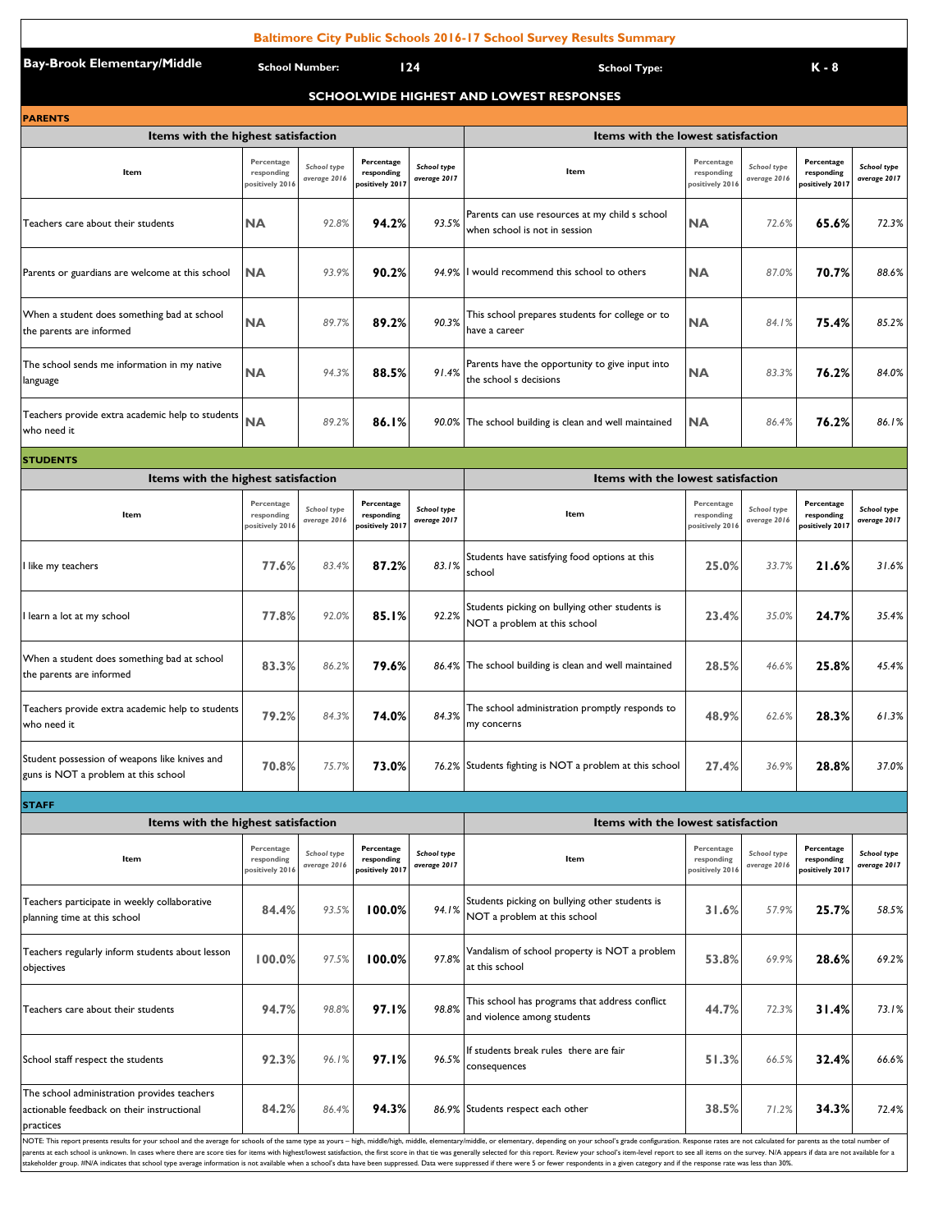# Baltimore City Public Schools 2016-17 School Survey Results Summary

**Bay-Brook Elementary/Middle** | **School Number:** 124 | **School Type:** K - 8

## SCHOOLWIDE HIGHEST AND LOWEST RESPONSES

### PARENTS

| Items with the highest satisfaction | | | | | Items with the lowest satisfaction | | | | |
|---|---|---|---|---|---|---|---|---|---|
| Item | Percentage responding positively 2016 | *School type average 2016* | Percentage responding positively 2017 | *School type average 2017* | Item | Percentage responding positively 2016 | *School type average 2016* | Percentage responding positively 2017 | *School type average 2017* |
| Teachers care about their students | NA | *92.8%* | **94.2%** | *93.5%* | Parents can use resources at my child s school when school is not in session | NA | *72.6%* | **65.6%** | *72.3%* |
| Parents or guardians are welcome at this school | NA | *93.9%* | **90.2%** | *94.9%* | I would recommend this school to others | NA | *87.0%* | **70.7%** | *88.6%* |
| When a student does something bad at school the parents are informed | NA | *89.7%* | **89.2%** | *90.3%* | This school prepares students for college or to have a career | NA | *84.1%* | **75.4%** | *85.2%* |
| The school sends me information in my native language | NA | *94.3%* | **88.5%** | *91.4%* | Parents have the opportunity to give input into the school s decisions | NA | *83.3%* | **76.2%** | *84.0%* |
| Teachers provide extra academic help to students who need it | NA | *89.2%* | **86.1%** | *90.0%* | The school building is clean and well maintained | NA | *86.4%* | **76.2%** | *86.1%* |

### STUDENTS

| Items with the highest satisfaction | | | | | Items with the lowest satisfaction | | | | |
|---|---|---|---|---|---|---|---|---|---|
| Item | Percentage responding positively 2016 | *School type average 2016* | Percentage responding positively 2017 | *School type average 2017* | Item | Percentage responding positively 2016 | *School type average 2016* | Percentage responding positively 2017 | *School type average 2017* |
| I like my teachers | **77.6%** | *83.4%* | **87.2%** | *83.1%* | Students have satisfying food options at this school | **25.0%** | *33.7%* | **21.6%** | *31.6%* |
| I learn a lot at my school | **77.8%** | *92.0%* | **85.1%** | *92.2%* | Students picking on bullying other students is NOT a problem at this school | **23.4%** | *35.0%* | **24.7%** | *35.4%* |
| When a student does something bad at school the parents are informed | **83.3%** | *86.2%* | **79.6%** | *86.4%* | The school building is clean and well maintained | **28.5%** | *46.6%* | **25.8%** | *45.4%* |
| Teachers provide extra academic help to students who need it | **79.2%** | *84.3%* | **74.0%** | *84.3%* | The school administration promptly responds to my concerns | **48.9%** | *62.6%* | **28.3%** | *61.3%* |
| Student possession of weapons like knives and guns is NOT a problem at this school | **70.8%** | *75.7%* | **73.0%** | *76.2%* | Students fighting is NOT a problem at this school | **27.4%** | *36.9%* | **28.8%** | *37.0%* |

### STAFF

| Items with the highest satisfaction | | | | | Items with the lowest satisfaction | | | | |
|---|---|---|---|---|---|---|---|---|---|
| Item | Percentage responding positively 2016 | *School type average 2016* | Percentage responding positively 2017 | *School type average 2017* | Item | Percentage responding positively 2016 | *School type average 2016* | Percentage responding positively 2017 | *School type average 2017* |
| Teachers participate in weekly collaborative planning time at this school | **84.4%** | *93.5%* | **100.0%** | *94.1%* | Students picking on bullying other students is NOT a problem at this school | **31.6%** | *57.9%* | **25.7%** | *58.5%* |
| Teachers regularly inform students about lesson objectives | **100.0%** | *97.5%* | **100.0%** | *97.8%* | Vandalism of school property is NOT a problem at this school | **53.8%** | *69.9%* | **28.6%** | *69.2%* |
| Teachers care about their students | **94.7%** | *98.8%* | **97.1%** | *98.8%* | This school has programs that address conflict and violence among students | **44.7%** | *72.3%* | **31.4%** | *73.1%* |
| School staff respect the students | **92.3%** | *96.1%* | **97.1%** | *96.5%* | If students break rules there are fair consequences | **51.3%** | *66.5%* | **32.4%** | *66.6%* |
| The school administration provides teachers actionable feedback on their instructional practices | **84.2%** | *86.4%* | **94.3%** | *86.9%* | Students respect each other | **38.5%** | *71.2%* | **34.3%** | *72.4%* |

NOTE: This report presents results for your school and the average for schools of the same type as yours – high, middle/high, middle, elementary/middle, or elementary, depending on your school's grade configuration. Response rates are not calculated for parents as the total number of parents at each school is unknown. In cases where there are score ties for items with highest/lowest satisfaction, the first score in that tie was generally selected for this report. Review your school's item-level report to see all items on the survey. N/A appears if data are not available for a stakeholder group. #N/A indicates that school type average information is not available when a school's data have been suppressed. Data were suppressed if there were 5 or fewer respondents in a given category and if the response rate was less than 30%.